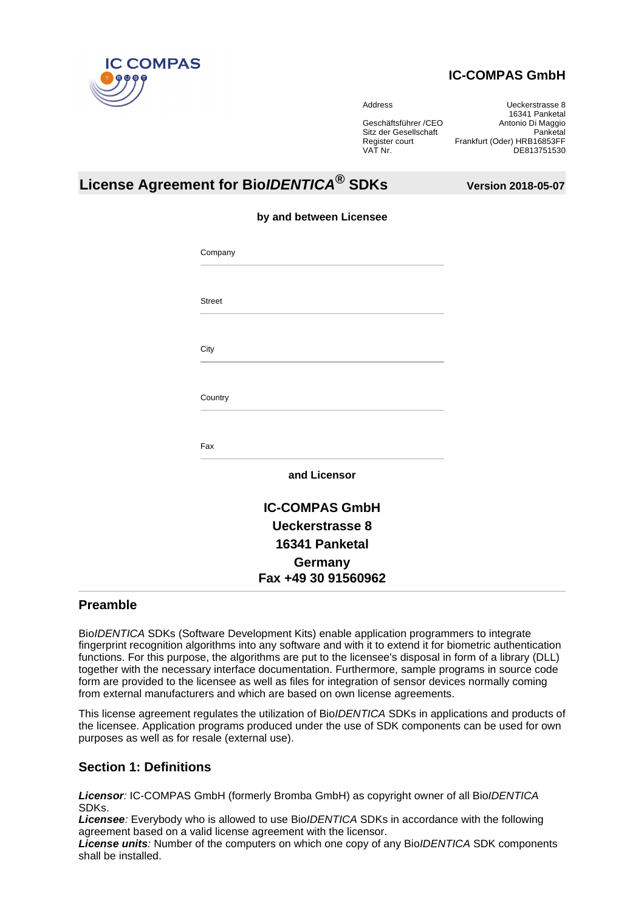**IC-COMPAS GmbH**

| | |
|---|---|
| Address | Ueckerstrasse 8 |
| | 16341 Panketal |
| Geschäftsführer /CEO | Antonio Di Maggio |
| Sitz der Gesellschaft | Panketal |
| Register court | Frankfurt (Oder) HRB16853FF |
| VAT Nr. | DE813751530 |

# License Agreement for Bio*IDENTICA*® SDKs

**Version 2018-05-07**

**by and between Licensee**

Company

---

Street

---

City

---

Country

---

Fax

---

**and Licensor**

**IC-COMPAS GmbH**
**Ueckerstrasse 8**
**16341 Panketal**
**Germany**
**Fax +49 30 91560962**

## Preamble

Bio*IDENTICA* SDKs (Software Development Kits) enable application programmers to integrate fingerprint recognition algorithms into any software and with it to extend it for biometric authentication functions. For this purpose, the algorithms are put to the licensee's disposal in form of a library (DLL) together with the necessary interface documentation. Furthermore, sample programs in source code form are provided to the licensee as well as files for integration of sensor devices normally coming from external manufacturers and which are based on own license agreements.

This license agreement regulates the utilization of Bio*IDENTICA* SDKs in applications and products of the licensee. Application programs produced under the use of SDK components can be used for own purposes as well as for resale (external use).

## Section 1: Definitions

***Licensor**:* IC-COMPAS GmbH (formerly Bromba GmbH) as copyright owner of all Bio*IDENTICA* SDKs.
***Licensee**:* Everybody who is allowed to use Bio*IDENTICA* SDKs in accordance with the following agreement based on a valid license agreement with the licensor.
***License units**:* Number of the computers on which one copy of any Bio*IDENTICA* SDK components shall be installed.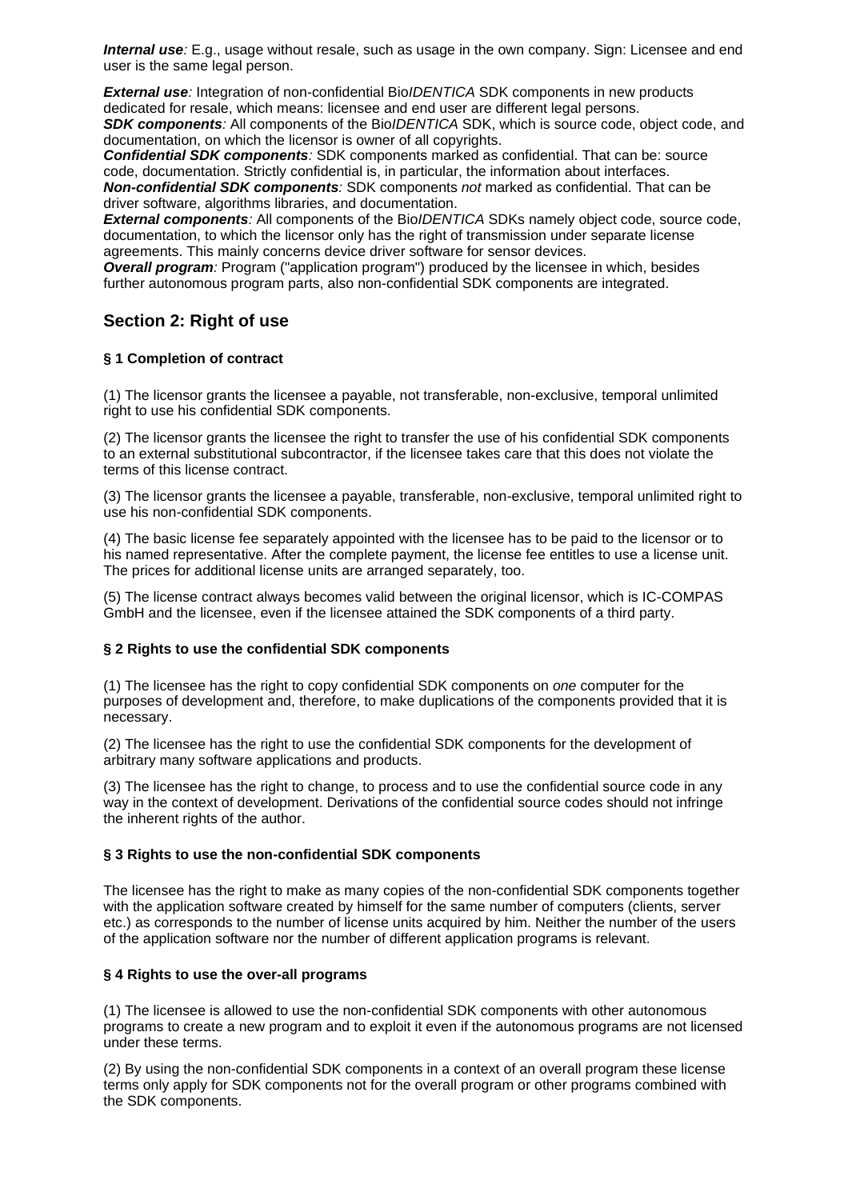***Internal use**:* E.g., usage without resale, such as usage in the own company. Sign: Licensee and end user is the same legal person.

***External use**:* Integration of non-confidential Bio*IDENTICA* SDK components in new products dedicated for resale, which means: licensee and end user are different legal persons.
***SDK components**:* All components of the Bio*IDENTICA* SDK, which is source code, object code, and documentation, on which the licensor is owner of all copyrights.
***Confidential SDK components**:* SDK components marked as confidential. That can be: source code, documentation. Strictly confidential is, in particular, the information about interfaces.
***Non-confidential SDK components**:* SDK components *not* marked as confidential. That can be driver software, algorithms libraries, and documentation.
***External components**:* All components of the Bio*IDENTICA* SDKs namely object code, source code, documentation, to which the licensor only has the right of transmission under separate license agreements. This mainly concerns device driver software for sensor devices.
***Overall program**:* Program ("application program") produced by the licensee in which, besides further autonomous program parts, also non-confidential SDK components are integrated.

## Section 2: Right of use

### § 1 Completion of contract

(1) The licensor grants the licensee a payable, not transferable, non-exclusive, temporal unlimited right to use his confidential SDK components.

(2) The licensor grants the licensee the right to transfer the use of his confidential SDK components to an external substitutional subcontractor, if the licensee takes care that this does not violate the terms of this license contract.

(3) The licensor grants the licensee a payable, transferable, non-exclusive, temporal unlimited right to use his non-confidential SDK components.

(4) The basic license fee separately appointed with the licensee has to be paid to the licensor or to his named representative. After the complete payment, the license fee entitles to use a license unit. The prices for additional license units are arranged separately, too.

(5) The license contract always becomes valid between the original licensor, which is IC-COMPAS GmbH and the licensee, even if the licensee attained the SDK components of a third party.

### § 2 Rights to use the confidential SDK components

(1) The licensee has the right to copy confidential SDK components on *one* computer for the purposes of development and, therefore, to make duplications of the components provided that it is necessary.

(2) The licensee has the right to use the confidential SDK components for the development of arbitrary many software applications and products.

(3) The licensee has the right to change, to process and to use the confidential source code in any way in the context of development. Derivations of the confidential source codes should not infringe the inherent rights of the author.

### § 3 Rights to use the non-confidential SDK components

The licensee has the right to make as many copies of the non-confidential SDK components together with the application software created by himself for the same number of computers (clients, server etc.) as corresponds to the number of license units acquired by him. Neither the number of the users of the application software nor the number of different application programs is relevant.

### § 4 Rights to use the over-all programs

(1) The licensee is allowed to use the non-confidential SDK components with other autonomous programs to create a new program and to exploit it even if the autonomous programs are not licensed under these terms.

(2) By using the non-confidential SDK components in a context of an overall program these license terms only apply for SDK components not for the overall program or other programs combined with the SDK components.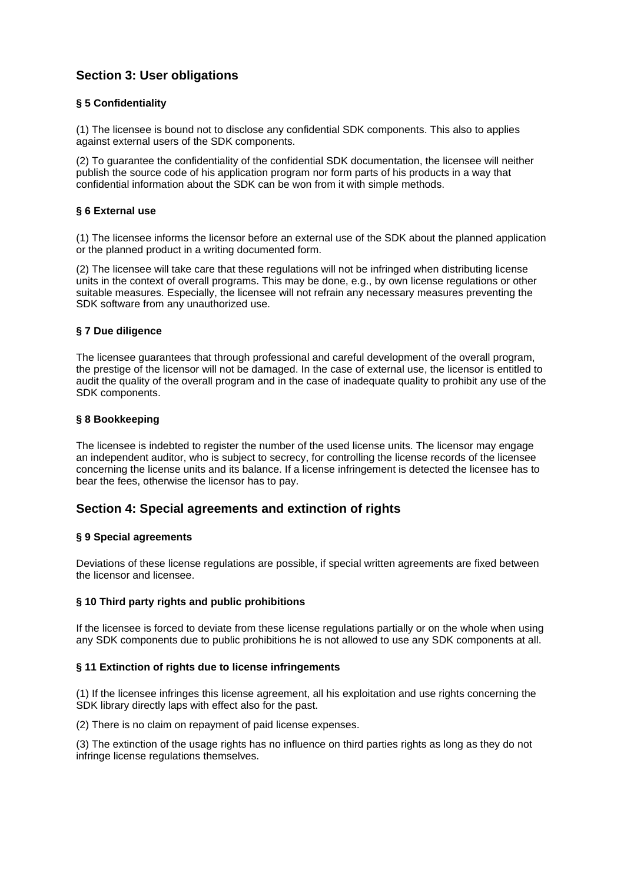## Section 3: User obligations

### § 5 Confidentiality

(1) The licensee is bound not to disclose any confidential SDK components. This also to applies against external users of the SDK components.

(2) To guarantee the confidentiality of the confidential SDK documentation, the licensee will neither publish the source code of his application program nor form parts of his products in a way that confidential information about the SDK can be won from it with simple methods.

### § 6 External use

(1) The licensee informs the licensor before an external use of the SDK about the planned application or the planned product in a writing documented form.

(2) The licensee will take care that these regulations will not be infringed when distributing license units in the context of overall programs. This may be done, e.g., by own license regulations or other suitable measures. Especially, the licensee will not refrain any necessary measures preventing the SDK software from any unauthorized use.

### § 7 Due diligence

The licensee guarantees that through professional and careful development of the overall program, the prestige of the licensor will not be damaged. In the case of external use, the licensor is entitled to audit the quality of the overall program and in the case of inadequate quality to prohibit any use of the SDK components.

### § 8 Bookkeeping

The licensee is indebted to register the number of the used license units. The licensor may engage an independent auditor, who is subject to secrecy, for controlling the license records of the licensee concerning the license units and its balance. If a license infringement is detected the licensee has to bear the fees, otherwise the licensor has to pay.

## Section 4: Special agreements and extinction of rights

### § 9 Special agreements

Deviations of these license regulations are possible, if special written agreements are fixed between the licensor and licensee.

### § 10 Third party rights and public prohibitions

If the licensee is forced to deviate from these license regulations partially or on the whole when using any SDK components due to public prohibitions he is not allowed to use any SDK components at all.

### § 11 Extinction of rights due to license infringements

(1) If the licensee infringes this license agreement, all his exploitation and use rights concerning the SDK library directly laps with effect also for the past.

(2) There is no claim on repayment of paid license expenses.

(3) The extinction of the usage rights has no influence on third parties rights as long as they do not infringe license regulations themselves.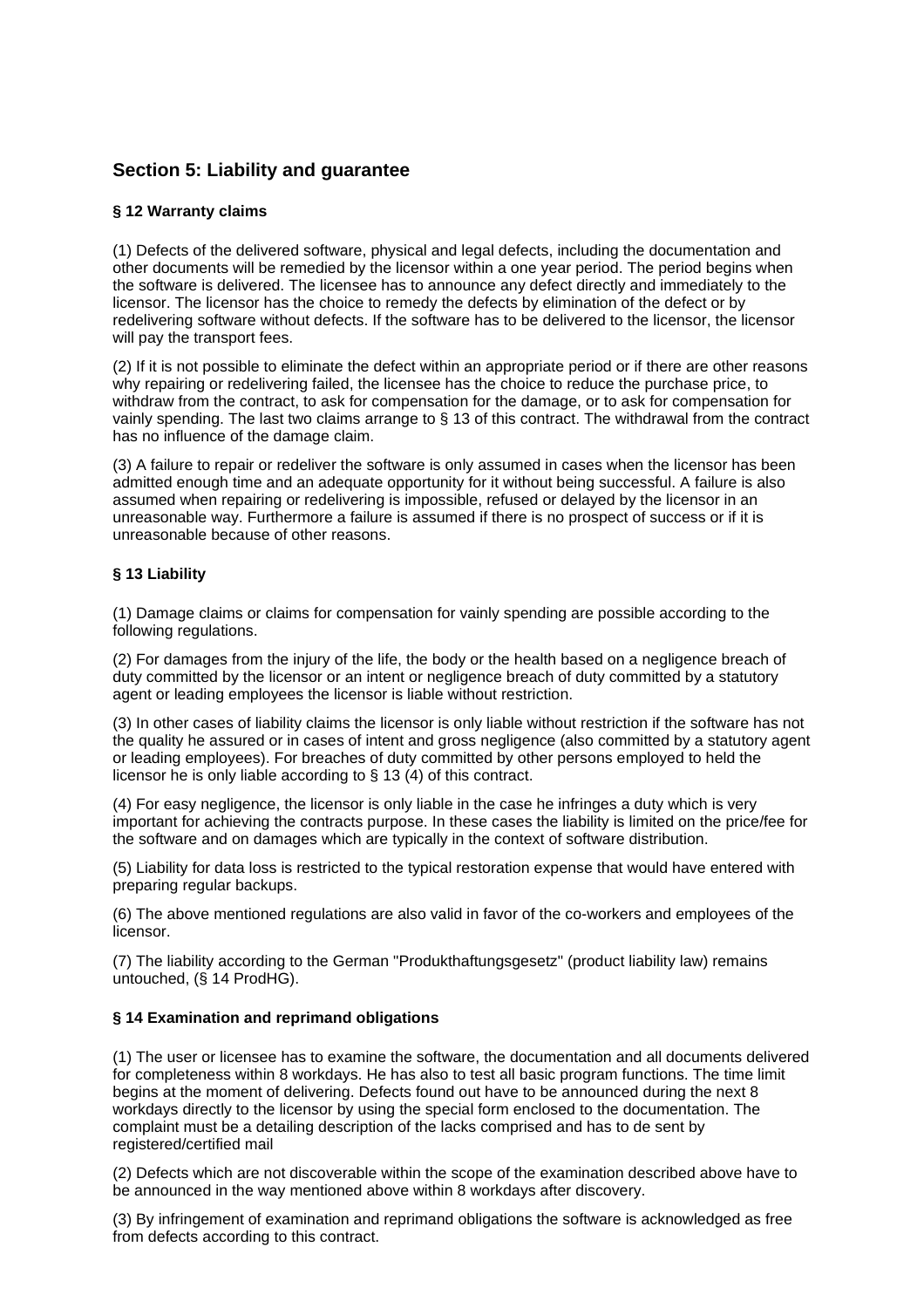## Section 5: Liability and guarantee

### § 12 Warranty claims

(1) Defects of the delivered software, physical and legal defects, including the documentation and other documents will be remedied by the licensor within a one year period. The period begins when the software is delivered. The licensee has to announce any defect directly and immediately to the licensor. The licensor has the choice to remedy the defects by elimination of the defect or by redelivering software without defects. If the software has to be delivered to the licensor, the licensor will pay the transport fees.

(2) If it is not possible to eliminate the defect within an appropriate period or if there are other reasons why repairing or redelivering failed, the licensee has the choice to reduce the purchase price, to withdraw from the contract, to ask for compensation for the damage, or to ask for compensation for vainly spending. The last two claims arrange to § 13 of this contract. The withdrawal from the contract has no influence of the damage claim.

(3) A failure to repair or redeliver the software is only assumed in cases when the licensor has been admitted enough time and an adequate opportunity for it without being successful. A failure is also assumed when repairing or redelivering is impossible, refused or delayed by the licensor in an unreasonable way. Furthermore a failure is assumed if there is no prospect of success or if it is unreasonable because of other reasons.

### § 13 Liability

(1) Damage claims or claims for compensation for vainly spending are possible according to the following regulations.

(2) For damages from the injury of the life, the body or the health based on a negligence breach of duty committed by the licensor or an intent or negligence breach of duty committed by a statutory agent or leading employees the licensor is liable without restriction.

(3) In other cases of liability claims the licensor is only liable without restriction if the software has not the quality he assured or in cases of intent and gross negligence (also committed by a statutory agent or leading employees). For breaches of duty committed by other persons employed to held the licensor he is only liable according to § 13 (4) of this contract.

(4) For easy negligence, the licensor is only liable in the case he infringes a duty which is very important for achieving the contracts purpose. In these cases the liability is limited on the price/fee for the software and on damages which are typically in the context of software distribution.

(5) Liability for data loss is restricted to the typical restoration expense that would have entered with preparing regular backups.

(6) The above mentioned regulations are also valid in favor of the co-workers and employees of the licensor.

(7) The liability according to the German "Produkthaftungsgesetz" (product liability law) remains untouched, (§ 14 ProdHG).

### § 14 Examination and reprimand obligations

(1) The user or licensee has to examine the software, the documentation and all documents delivered for completeness within 8 workdays. He has also to test all basic program functions. The time limit begins at the moment of delivering. Defects found out have to be announced during the next 8 workdays directly to the licensor by using the special form enclosed to the documentation. The complaint must be a detailing description of the lacks comprised and has to de sent by registered/certified mail

(2) Defects which are not discoverable within the scope of the examination described above have to be announced in the way mentioned above within 8 workdays after discovery.

(3) By infringement of examination and reprimand obligations the software is acknowledged as free from defects according to this contract.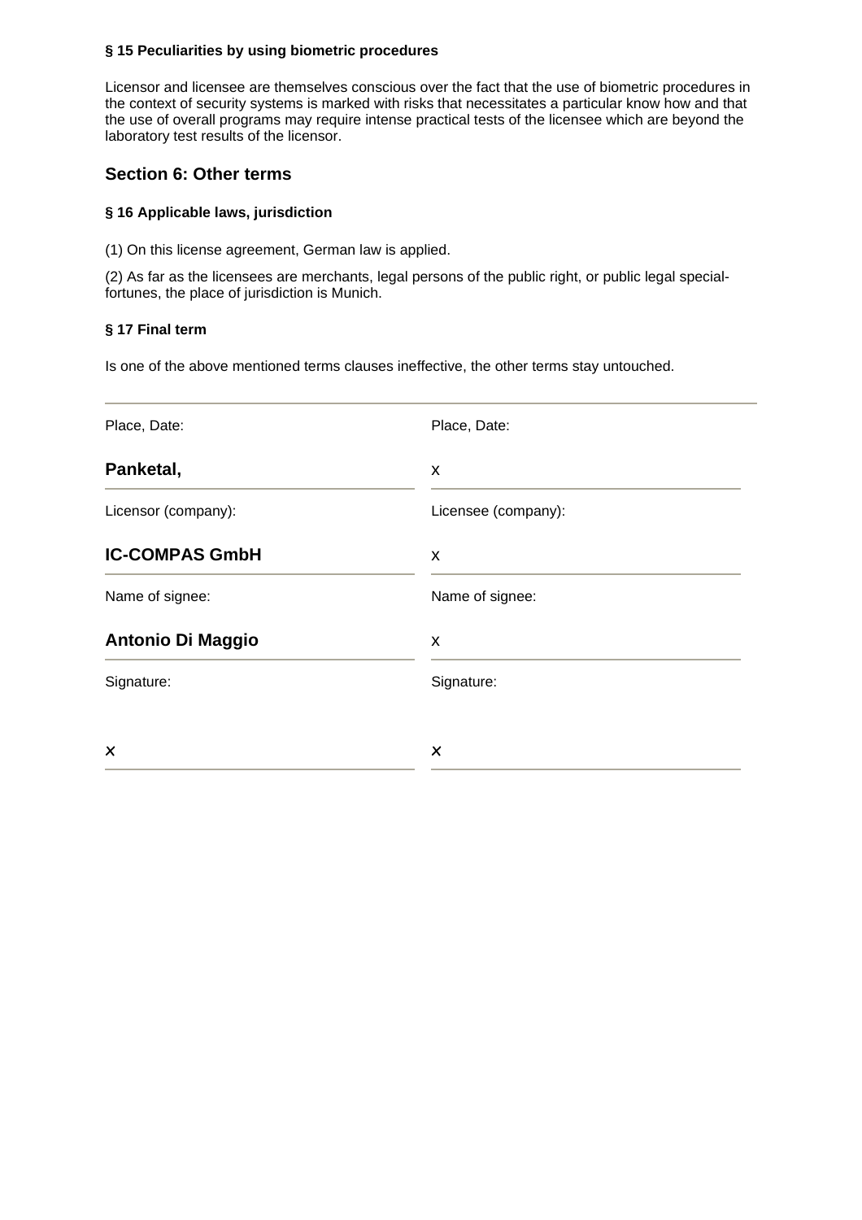#### § 15 Peculiarities by using biometric procedures

Licensor and licensee are themselves conscious over the fact that the use of biometric procedures in the context of security systems is marked with risks that necessitates a particular know how and that the use of overall programs may require intense practical tests of the licensee which are beyond the laboratory test results of the licensor.

### Section 6: Other terms

#### § 16 Applicable laws, jurisdiction

(1) On this license agreement, German law is applied.

(2) As far as the licensees are merchants, legal persons of the public right, or public legal special-fortunes, the place of jurisdiction is Munich.

#### § 17 Final term

Is one of the above mentioned terms clauses ineffective, the other terms stay untouched.

| | |
|---|---|
| Place, Date: | Place, Date: |
| **Panketal,** | x |
| Licensor (company): | Licensee (company): |
| **IC-COMPAS GmbH** | x |
| Name of signee: | Name of signee: |
| **Antonio Di Maggio** | x |
| Signature: | Signature: |
| x | x |